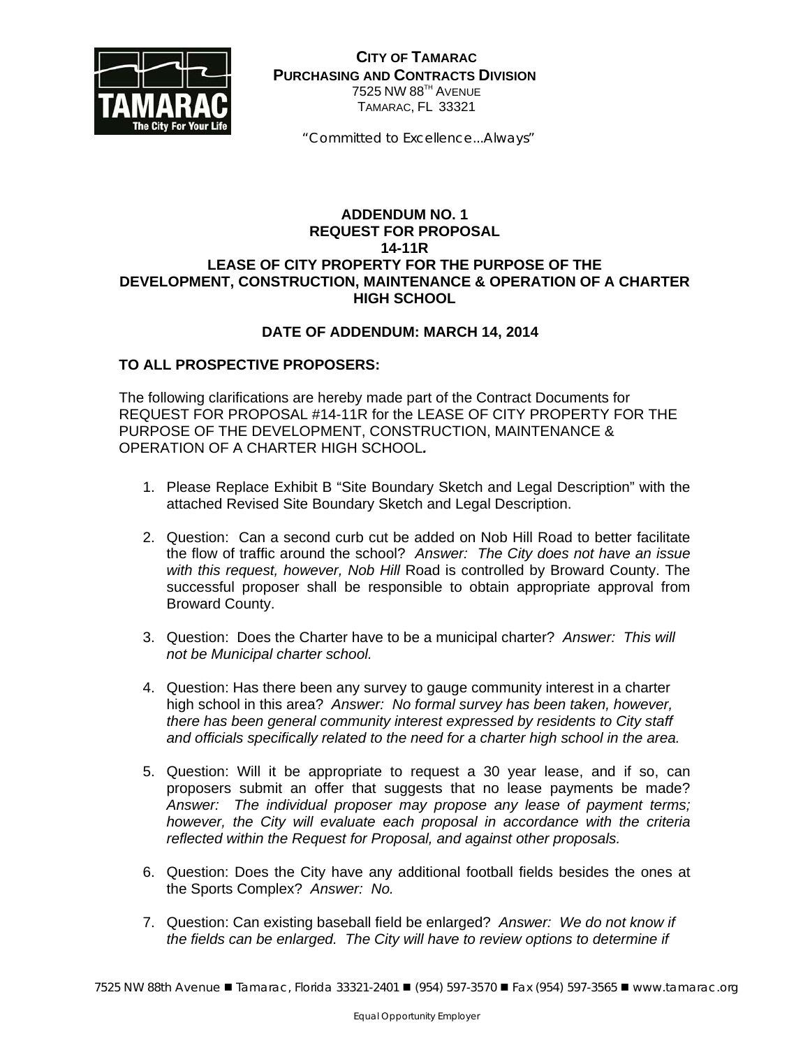**CITY OF TAMARAC**
**PURCHASING AND CONTRACTS DIVISION**
7525 NW 88TH AVENUE
TAMARAC, FL 33321

"Committed to Excellence...Always"

# ADDENDUM NO. 1
## REQUEST FOR PROPOSAL
## 14-11R
## LEASE OF CITY PROPERTY FOR THE PURPOSE OF THE DEVELOPMENT, CONSTRUCTION, MAINTENANCE & OPERATION OF A CHARTER HIGH SCHOOL

**DATE OF ADDENDUM: MARCH 14, 2014**

**TO ALL PROSPECTIVE PROPOSERS:**

The following clarifications are hereby made part of the Contract Documents for REQUEST FOR PROPOSAL #14-11R for the LEASE OF CITY PROPERTY FOR THE PURPOSE OF THE DEVELOPMENT, CONSTRUCTION, MAINTENANCE & OPERATION OF A CHARTER HIGH SCHOOL***.***

1. Please Replace Exhibit B "Site Boundary Sketch and Legal Description" with the attached Revised Site Boundary Sketch and Legal Description.

2. Question: Can a second curb cut be added on Nob Hill Road to better facilitate the flow of traffic around the school? *Answer: The City does not have an issue with this request, however, Nob Hill* Road is controlled by Broward County. The successful proposer shall be responsible to obtain appropriate approval from Broward County.

3. Question: Does the Charter have to be a municipal charter? *Answer: This will not be Municipal charter school.*

4. Question: Has there been any survey to gauge community interest in a charter high school in this area? *Answer: No formal survey has been taken, however, there has been general community interest expressed by residents to City staff and officials specifically related to the need for a charter high school in the area.*

5. Question: Will it be appropriate to request a 30 year lease, and if so, can proposers submit an offer that suggests that no lease payments be made? *Answer: The individual proposer may propose any lease of payment terms; however, the City will evaluate each proposal in accordance with the criteria reflected within the Request for Proposal, and against other proposals.*

6. Question: Does the City have any additional football fields besides the ones at the Sports Complex? *Answer: No.*

7. Question: Can existing baseball field be enlarged? *Answer: We do not know if the fields can be enlarged. The City will have to review options to determine if*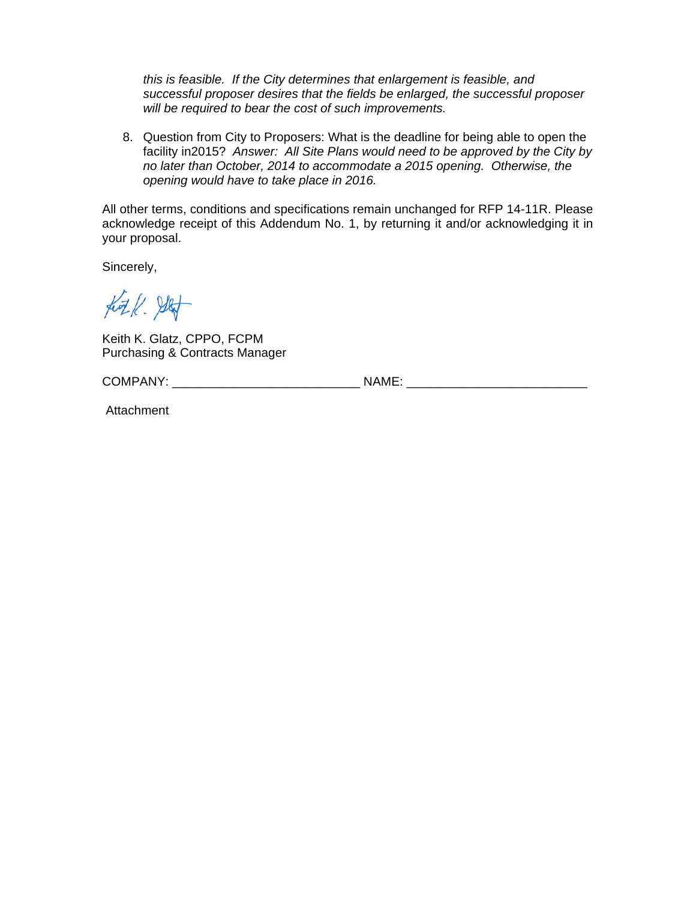*this is feasible. If the City determines that enlargement is feasible, and successful proposer desires that the fields be enlarged, the successful proposer will be required to bear the cost of such improvements.*

8. Question from City to Proposers: What is the deadline for being able to open the facility in2015? *Answer: All Site Plans would need to be approved by the City by no later than October, 2014 to accommodate a 2015 opening. Otherwise, the opening would have to take place in 2016.*

All other terms, conditions and specifications remain unchanged for RFP 14-11R. Please acknowledge receipt of this Addendum No. 1, by returning it and/or acknowledging it in your proposal.

Sincerely,

Keith K. Glatz, CPPO, FCPM
Purchasing & Contracts Manager

COMPANY: ___________________________ NAME: __________________________

Attachment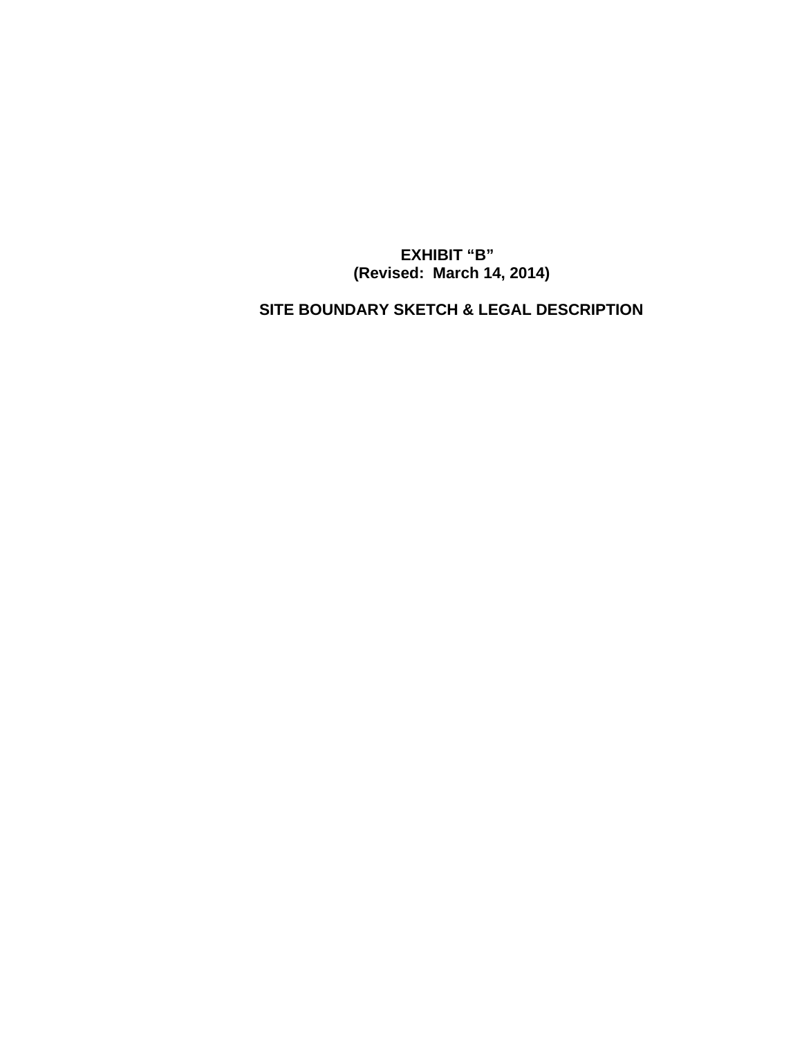**EXHIBIT "B"**
**(Revised: March 14, 2014)**

**SITE BOUNDARY SKETCH & LEGAL DESCRIPTION**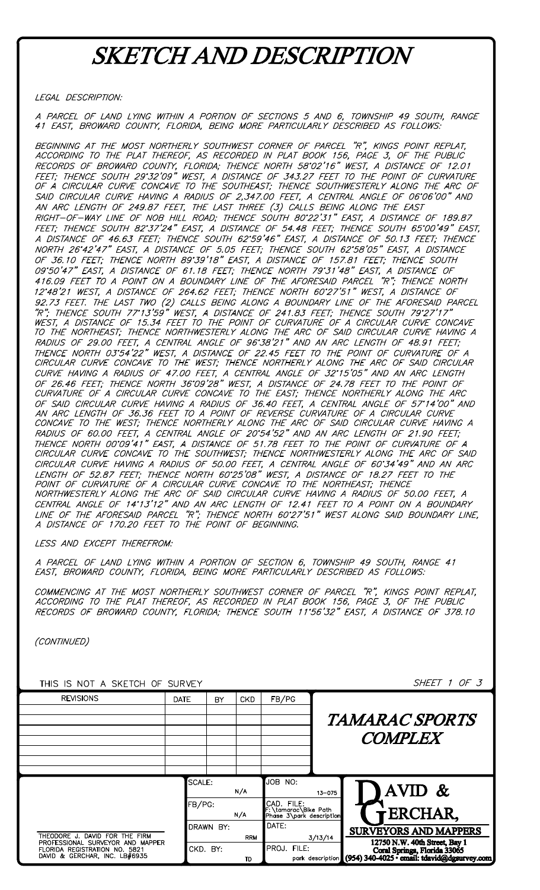# SKETCH AND DESCRIPTION

LEGAL DESCRIPTION:

A PARCEL OF LAND LYING WITHIN A PORTION OF SECTIONS 5 AND 6, TOWNSHIP 49 SOUTH, RANGE 41 EAST, BROWARD COUNTY, FLORIDA, BEING MORE PARTICULARLY DESCRIBED AS FOLLOWS:

BEGINNING AT THE MOST NORTHERLY SOUTHWEST CORNER OF PARCEL "R", KINGS POINT REPLAT, ACCORDING TO THE PLAT THEREOF, AS RECORDED IN PLAT BOOK 156, PAGE 3, OF THE PUBLIC RECORDS OF BROWARD COUNTY, FLORIDA; THENCE NORTH 58°02'16" WEST, A DISTANCE OF 12.01 FEET; THENCE SOUTH 29°32'09" WEST, A DISTANCE OF 343.27 FEET TO THE POINT OF CURVATURE OF A CIRCULAR CURVE CONCAVE TO THE SOUTHEAST; THENCE SOUTHWESTERLY ALONG THE ARC OF SAID CIRCULAR CURVE HAVING A RADIUS OF 2,347.00 FEET, A CENTRAL ANGLE OF 06°06'00" AND AN ARC LENGTH OF 249.87 FEET, THE LAST THREE (3) CALLS BEING ALONG THE EAST RIGHT-OF-WAY LINE OF NOB HILL ROAD; THENCE SOUTH 80°22'31" EAST, A DISTANCE OF 189.87 FEET; THENCE SOUTH 82°37'24" EAST, A DISTANCE OF 54.48 FEET; THENCE SOUTH 65°00'49" EAST, A DISTANCE OF 46.63 FEET; THENCE SOUTH 62°59'46" EAST, A DISTANCE OF 50.13 FEET; THENCE NORTH 26°42'47" EAST, A DISTANCE OF 5.05 FEET; THENCE SOUTH 62°58'05" EAST, A DISTANCE OF 36.10 FEET; THENCE NORTH 89°39'18" EAST, A DISTANCE OF 157.81 FEET; THENCE SOUTH 09°50'47" EAST, A DISTANCE OF 61.18 FEET; THENCE NORTH 79°31'48" EAST, A DISTANCE OF 416.09 FEET TO A POINT ON A BOUNDARY LINE OF THE AFORESAID PARCEL "R"; THENCE NORTH 12°48'21 WEST, A DISTANCE OF 264.62 FEET; THENCE NORTH 60°27'51" WEST, A DISTANCE OF 92.73 FEET. THE LAST TWO (2) CALLS BEING ALONG A BOUNDARY LINE OF THE AFORESAID PARCEL "R"; THENCE SOUTH 77°13'59" WEST, A DISTANCE OF 241.83 FEET; THENCE SOUTH 79°27'17" WEST, A DISTANCE OF 15.34 FEET TO THE POINT OF CURVATURE OF A CIRCULAR CURVE CONCAVE TO THE NORTHEAST; THENCE NORTHWESTERLY ALONG THE ARC OF SAID CIRCULAR CURVE HAVING A RADIUS OF 29.00 FEET, A CENTRAL ANGLE OF 96°38'21" AND AN ARC LENGTH OF 48.91 FEET; THENCE NORTH 03°54'22" WEST, A DISTANCE OF 22.45 FEET TO THE POINT OF CURVATURE OF A CIRCULAR CURVE CONCAVE TO THE WEST; THENCE NORTHERLY ALONG THE ARC OF SAID CIRCULAR CURVE HAVING A RADIUS OF 47.00 FEET, A CENTRAL ANGLE OF 32°15'05" AND AN ARC LENGTH OF 26.46 FEET; THENCE NORTH 36°09'28" WEST, A DISTANCE OF 24.78 FEET TO THE POINT OF CURVATURE OF A CIRCULAR CURVE CONCAVE TO THE EAST; THENCE NORTHERLY ALONG THE ARC OF SAID CIRCULAR CURVE HAVING A RADIUS OF 36.40 FEET, A CENTRAL ANGLE OF 57°14'00" AND AN ARC LENGTH OF 36.36 FEET TO A POINT OF REVERSE CURVATURE OF A CIRCULAR CURVE CONCAVE TO THE WEST; THENCE NORTHERLY ALONG THE ARC OF SAID CIRCULAR CURVE HAVING A RADIUS OF 60.00 FEET, A CENTRAL ANGLE OF 20°54'52" AND AN ARC LENGTH OF 21.90 FEET; THENCE NORTH 00°09'41" EAST, A DISTANCE OF 51.78 FEET TO THE POINT OF CURVATURE OF A CIRCULAR CURVE CONCAVE TO THE SOUTHWEST; THENCE NORTHWESTERLY ALONG THE ARC OF SAID CIRCULAR CURVE HAVING A RADIUS OF 50.00 FEET, A CENTRAL ANGLE OF 60°34'49" AND AN ARC LENGTH OF 52.87 FEET; THENCE NORTH 60°25'08" WEST, A DISTANCE OF 18.27 FEET TO THE POINT OF CURVATURE OF A CIRCULAR CURVE CONCAVE TO THE NORTHEAST; THENCE NORTHWESTERLY ALONG THE ARC OF SAID CIRCULAR CURVE HAVING A RADIUS OF 50.00 FEET, A CENTRAL ANGLE OF 14°13'12" AND AN ARC LENGTH OF 12.41 FEET TO A POINT ON A BOUNDARY LINE OF THE AFORESAID PARCEL "R"; THENCE NORTH 60°27'51" WEST ALONG SAID BOUNDARY LINE, A DISTANCE OF 170.20 FEET TO THE POINT OF BEGINNING.

LESS AND EXCEPT THEREFROM:

A PARCEL OF LAND LYING WITHIN A PORTION OF SECTION 6, TOWNSHIP 49 SOUTH, RANGE 41 EAST, BROWARD COUNTY, FLORIDA, BEING MORE PARTICULARLY DESCRIBED AS FOLLOWS:

COMMENCING AT THE MOST NORTHERLY SOUTHWEST CORNER OF PARCEL "R", KINGS POINT REPLAT, ACCORDING TO THE PLAT THEREOF, AS RECORDED IN PLAT BOOK 156, PAGE 3, OF THE PUBLIC RECORDS OF BROWARD COUNTY, FLORIDA; THENCE SOUTH 11°56'32" EAST, A DISTANCE OF 378.10

(CONTINUED)

THIS IS NOT A SKETCH OF SURVEY

| REVISIONS | DATE | BY | CKD | FB/PG |
|---|---|---|---|---|
| | | | | |

**TAMARAC SPORTS COMPLEX**

| | | |
|---|---|---|
| THEODORE J. DAVID FOR THE FIRM<br>PROFESSIONAL SURVEYOR AND MAPPER<br>FLORIDA REGISTRATION NO. 5821<br>DAVID & GERCHAR, INC. LB#6935 | SCALE: N/A | JOB NO: 13-075 |
| | FB/PG: N/A | CAD. FILE: F:\tamarac\Bike Path Phase 3\park description |
| | DRAWN BY: RRM | DATE: 3/13/14 |
| | CKD. BY: TD | PROJ. FILE: park description |

**DAVID & GERCHAR, SURVEYORS AND MAPPERS**
12750 N.W. 40th Street, Bay 1
Coral Springs, Florida 33065
(954) 340-4025 • email: tdavid@dgsurvey.com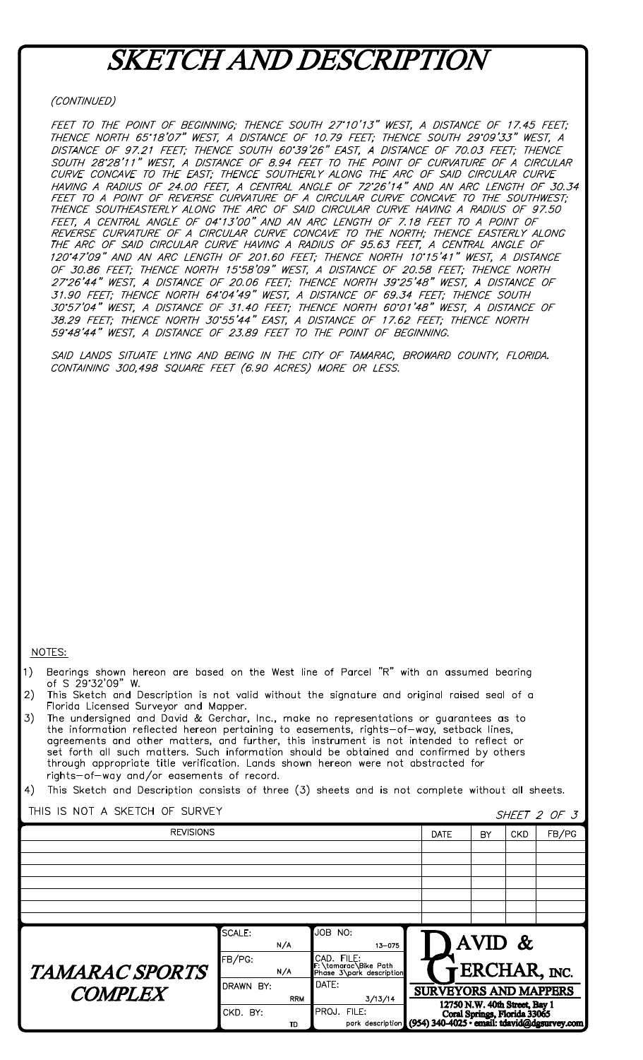# SKETCH AND DESCRIPTION

*(CONTINUED)*

*FEET TO THE POINT OF BEGINNING; THENCE SOUTH 27°10'13" WEST, A DISTANCE OF 17.45 FEET; THENCE NORTH 65°18'07" WEST, A DISTANCE OF 10.79 FEET; THENCE SOUTH 29°09'33" WEST, A DISTANCE OF 97.21 FEET; THENCE SOUTH 60°39'26" EAST, A DISTANCE OF 70.03 FEET; THENCE SOUTH 28°28'11" WEST, A DISTANCE OF 8.94 FEET TO THE POINT OF CURVATURE OF A CIRCULAR CURVE CONCAVE TO THE EAST; THENCE SOUTHERLY ALONG THE ARC OF SAID CIRCULAR CURVE HAVING A RADIUS OF 24.00 FEET, A CENTRAL ANGLE OF 72°26'14" AND AN ARC LENGTH OF 30.34 FEET TO A POINT OF REVERSE CURVATURE OF A CIRCULAR CURVE CONCAVE TO THE SOUTHWEST; THENCE SOUTHEASTERLY ALONG THE ARC OF SAID CIRCULAR CURVE HAVING A RADIUS OF 97.50 FEET, A CENTRAL ANGLE OF 04°13'00" AND AN ARC LENGTH OF 7.18 FEET TO A POINT OF REVERSE CURVATURE OF A CIRCULAR CURVE CONCAVE TO THE NORTH; THENCE EASTERLY ALONG THE ARC OF SAID CIRCULAR CURVE HAVING A RADIUS OF 95.63 FEET, A CENTRAL ANGLE OF 120°47'09" AND AN ARC LENGTH OF 201.60 FEET; THENCE NORTH 10°15'41" WEST, A DISTANCE OF 30.86 FEET; THENCE NORTH 15°58'09" WEST, A DISTANCE OF 20.58 FEET; THENCE NORTH 27°26'44" WEST, A DISTANCE OF 20.06 FEET; THENCE NORTH 39°25'48" WEST, A DISTANCE OF 31.90 FEET; THENCE NORTH 64°04'49" WEST, A DISTANCE OF 69.34 FEET; THENCE SOUTH 30°57'04" WEST, A DISTANCE OF 31.40 FEET; THENCE NORTH 60°01'48" WEST, A DISTANCE OF 38.29 FEET; THENCE NORTH 30°55'44" EAST, A DISTANCE OF 17.62 FEET; THENCE NORTH 59°48'44" WEST, A DISTANCE OF 23.89 FEET TO THE POINT OF BEGINNING.*

*SAID LANDS SITUATE LYING AND BEING IN THE CITY OF TAMARAC, BROWARD COUNTY, FLORIDA. CONTAINING 300,498 SQUARE FEET (6.90 ACRES) MORE OR LESS.*

NOTES:

1) Bearings shown hereon are based on the West line of Parcel "R" with an assumed bearing of S 29°32'09" W.
2) This Sketch and Description is not valid without the signature and original raised seal of a Florida Licensed Surveyor and Mapper.
3) The undersigned and David & Gerchar, Inc., make no representations or guarantees as to the information reflected hereon pertaining to easements, rights-of-way, setback lines, agreements and other matters, and further, this instrument is not intended to reflect or set forth all such matters. Such information should be obtained and confirmed by others through appropriate title verification. Lands shown hereon were not abstracted for rights-of-way and/or easements of record.
4) This Sketch and Description consists of three (3) sheets and is not complete without all sheets.

THIS IS NOT A SKETCH OF SURVEY

*SHEET 2 OF 3*

| REVISIONS | DATE | BY | CKD | FB/PG |
|---|---|---|---|---|
| | | | | |

| TAMARAC SPORTS COMPLEX | SCALE: N/A | JOB NO: 13-075 | DAVID & GERCHAR, INC. SURVEYORS AND MAPPERS |
|---|---|---|---|
| | FB/PG: N/A | CAD. FILE: F:\tamarac\Bike Path Phase 3\park description | 12750 N.W. 40th Street, Bay 1 Coral Springs, Florida 33065 |
| | DRAWN BY: RRM | DATE: 3/13/14 | (954) 340-4025 • email: tdavid@dgsurvey.com |
| | CKD. BY: TD | PROJ. FILE: park description | |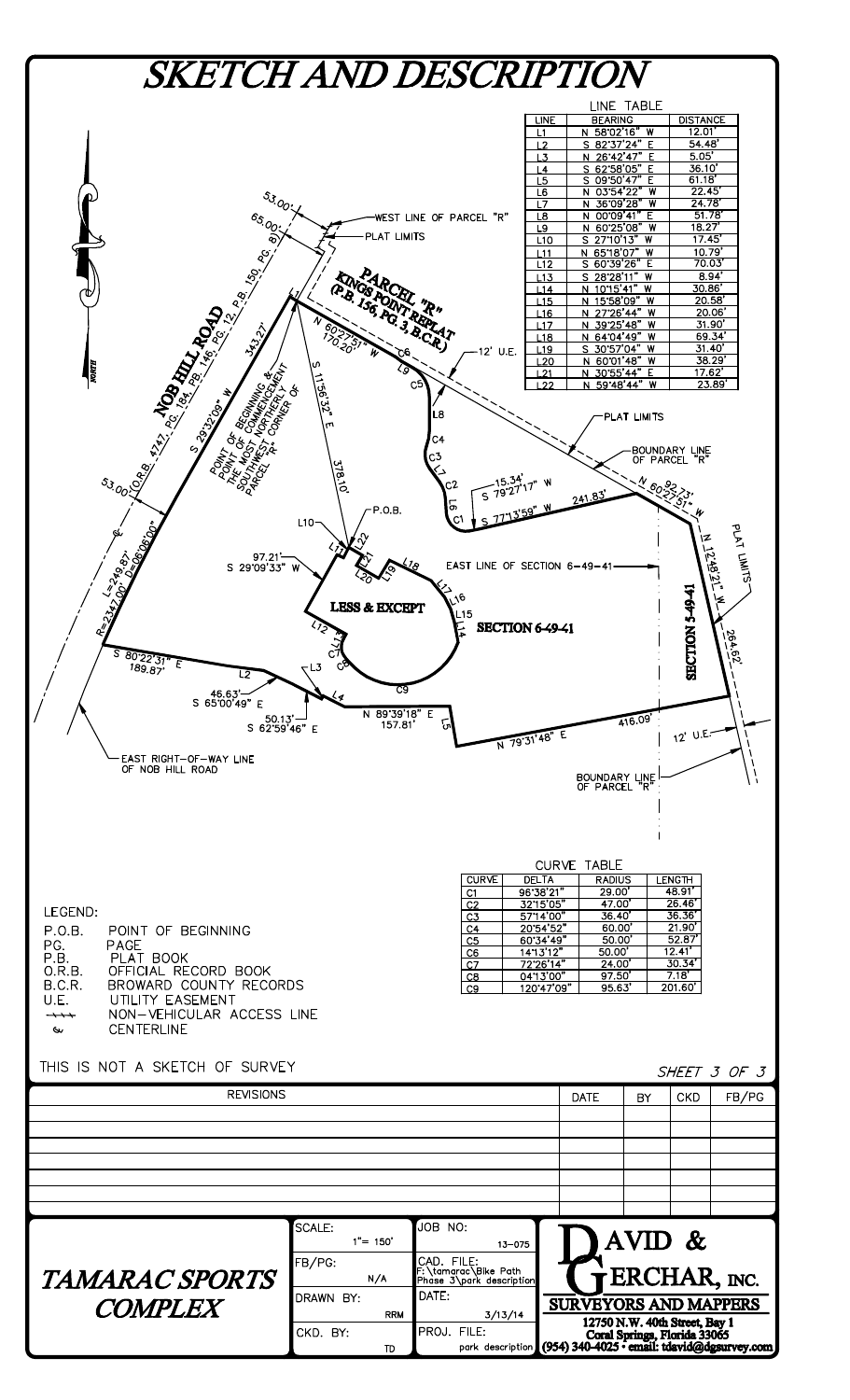# SKETCH AND DESCRIPTION

LINE TABLE

| LINE | BEARING | DISTANCE |
|---|---|---|
| L1 | N 58°02'16" W | 12.01' |
| L2 | S 82°37'24" E | 54.48' |
| L3 | N 26°42'47" E | 5.05' |
| L4 | S 62°58'05" E | 36.10' |
| L5 | S 09°50'47" E | 61.18' |
| L6 | N 03°54'22" W | 22.45' |
| L7 | N 36°09'28" W | 24.78' |
| L8 | N 00°09'41" E | 51.78' |
| L9 | N 60°25'08" W | 18.27' |
| L10 | S 27°10'13" W | 17.45' |
| L11 | N 65°18'07" W | 10.79' |
| L12 | S 60°39'26" E | 70.03' |
| L13 | S 28°28'11" W | 8.94' |
| L14 | N 10°15'41" W | 30.86' |
| L15 | N 15°58'09" W | 20.58' |
| L16 | N 27°26'44" W | 20.06' |
| L17 | N 39°25'48" W | 31.90' |
| L18 | N 64°04'49" W | 69.34' |
| L19 | S 30°57'04" W | 31.40' |
| L20 | N 60°01'48" W | 38.29' |
| L21 | N 30°55'44" E | 17.62' |
| L22 | N 59°48'44" W | 23.89' |

NORTH

53.00'
65.00'
WEST LINE OF PARCEL "R"
PLAT LIMITS
PARCEL "R"
KINGS POINT REPLAT
(P.B. 156, PG. 3, B.C.R.)
NOB HILL ROAD
(O.R.B. 4747, PG. 184, P.B. 146, PG. 12, P.B. 150, PG. 8)
S 29°32'09" W 343.27'
POINT OF BEGINNING & POINT OF COMMENCEMENT THE MOST NORTHERLY SOUTHWEST CORNER OF PARCEL "R"
N 60°27'51" W 170.20'
S 11°56'32" E 378.10'
12' U.E.
PLAT LIMITS
BOUNDARY LINE OF PARCEL "R"
N 60°27'51" W 92.73'
15.34'
S 79°27'17" W
S 77°13'59" W 241.83'
P.O.B.
53.00'
L=249.87'
R=2347.00' Δ=06°06'00"
97.21'
S 29°09'33" W
LESS & EXCEPT
EAST LINE OF SECTION 6-49-41
SECTION 6-49-41
SECTION 5-49-41
N 12°49'21" W 264.62'
PLAT LIMITS
S 80°22'31" E 189.87'
46.63'
S 65°00'49" E
50.13'
S 62°59'46" E
N 89°39'18" E 157.81'
N 79°31'48" E 416.09'
12' U.E.
EAST RIGHT-OF-WAY LINE OF NOB HILL ROAD
BOUNDARY LINE OF PARCEL "R"

CURVE TABLE

| CURVE | DELTA | RADIUS | LENGTH |
|---|---|---|---|
| C1 | 96°38'21" | 29.00' | 48.91' |
| C2 | 32°15'05" | 47.00' | 26.46' |
| C3 | 57°14'00" | 36.40' | 36.36' |
| C4 | 20°54'52" | 60.00' | 21.90' |
| C5 | 60°34'49" | 50.00' | 52.87' |
| C6 | 14°13'12" | 50.00' | 12.41' |
| C7 | 72°26'14" | 24.00' | 30.34' |
| C8 | 04°13'00" | 97.50' | 7.18' |
| C9 | 120°47'09" | 95.63' | 201.60' |

LEGEND:

- P.O.B. POINT OF BEGINNING
- PG. PAGE
- P.B. PLAT BOOK
- O.R.B. OFFICIAL RECORD BOOK
- B.C.R. BROWARD COUNTY RECORDS
- U.E. UTILITY EASEMENT
- NON-VEHICULAR ACCESS LINE
- CENTERLINE

THIS IS NOT A SKETCH OF SURVEY

SHEET 3 OF 3

| REVISIONS | DATE | BY | CKD | FB/PG |
|---|---|---|---|---|
| | | | | |

*TAMARAC SPORTS COMPLEX*

| | | |
|---|---|---|
| SCALE: 1"= 150' | JOB NO: 13-075 | DAVID & GERCHAR, INC. SURVEYORS AND MAPPERS |
| FB/PG: N/A | CAD. FILE: F:\tamarac\Bike Path Phase 3\park description | 12750 N.W. 40th Street, Bay 1 Coral Springs, Florida 33065 |
| DRAWN BY: RRM | DATE: 3/13/14 | (954) 340-4025 • email: tdavid@dgsurvey.com |
| CKD. BY: TD | PROJ. FILE: park description | |